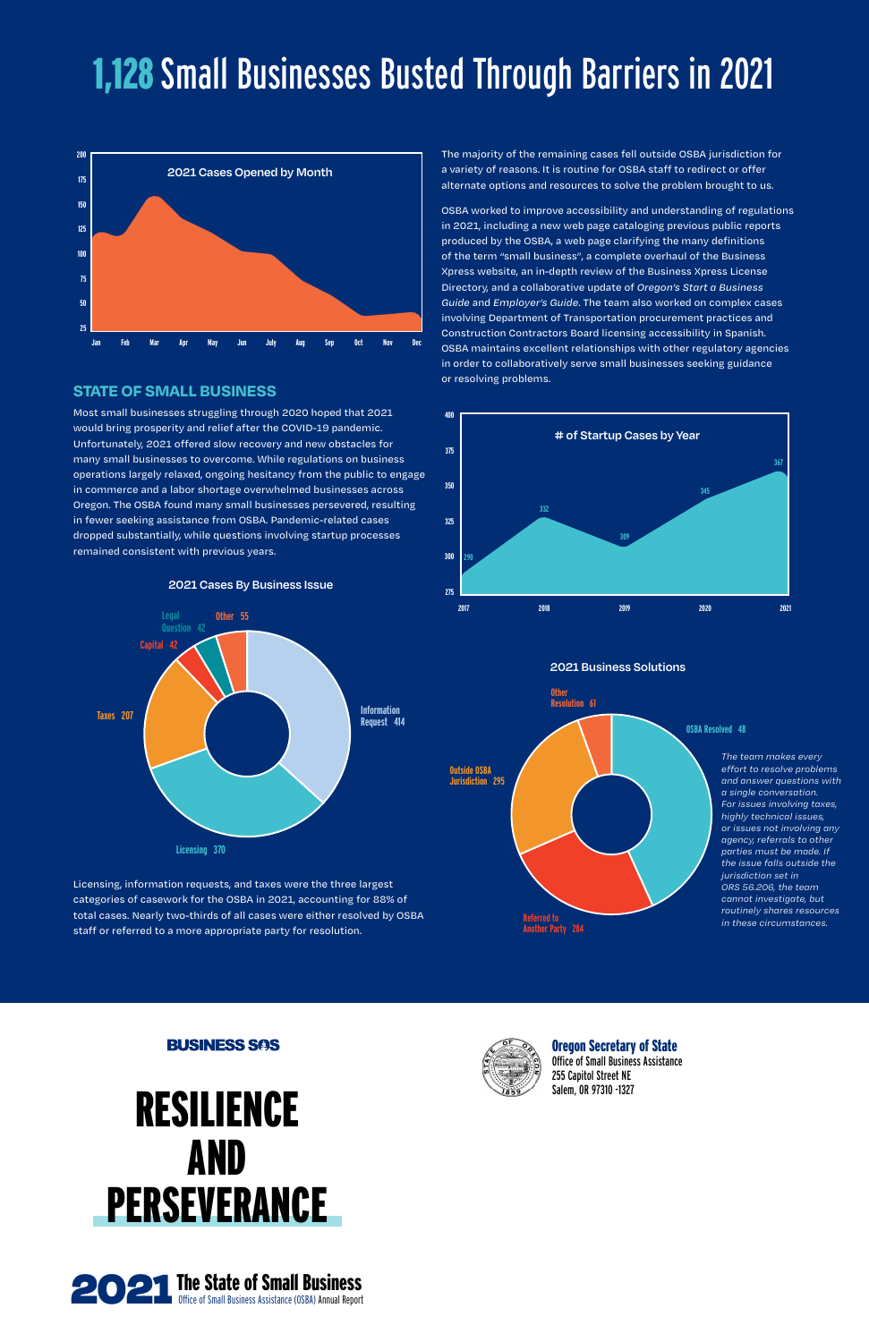# 1,128 Small Businesses Busted Through Barriers in 2021

**2021 Cases Opened by Month**

The majority of the remaining cases fell outside OSBA jurisdiction for a variety of reasons. It is routine for OSBA staff to redirect or offer alternate options and resources to solve the problem brought to us.

OSBA worked to improve accessibility and understanding of regulations in 2021, including a new web page cataloging previous public reports produced by the OSBA, a web page clarifying the many definitions of the term "small business", a complete overhaul of the Business Xpress website, an in-depth review of the Business Xpress License Directory, and a collaborative update of *Oregon's Start a Business Guide* and *Employer's Guide*. The team also worked on complex cases involving Department of Transportation procurement practices and Construction Contractors Board licensing accessibility in Spanish. OSBA maintains excellent relationships with other regulatory agencies in order to collaboratively serve small businesses seeking guidance or resolving problems.

## STATE OF SMALL BUSINESS

Most small businesses struggling through 2020 hoped that 2021 would bring prosperity and relief after the COVID-19 pandemic. Unfortunately, 2021 offered slow recovery and new obstacles for many small businesses to overcome. While regulations on business operations largely relaxed, ongoing hesitancy from the public to engage in commerce and a labor shortage overwhelmed businesses across Oregon. The OSBA found many small businesses persevered, resulting in fewer seeking assistance from OSBA. Pandemic-related cases dropped substantially, while questions involving startup processes remained consistent with previous years.

**# of Startup Cases by Year**

| Year | Cases |
|---|---|
| 2017 | 290 |
| 2018 | 332 |
| 2019 | 309 |
| 2020 | 345 |
| 2021 | 367 |

**2021 Cases By Business Issue**

| Issue | Cases |
|---|---|
| Information Request | 414 |
| Licensing | 370 |
| Taxes | 207 |
| Capital | 42 |
| Legal Question | 42 |
| Other | 55 |

**2021 Business Solutions**

| Solution | Cases |
|---|---|
| OSBA Resolved | 48 |
| Referred to Another Party | 284 |
| Outside OSBA Jurisdiction | 295 |
| Other Resolution | 61 |

*The team makes every effort to resolve problems and answer questions with a single conversation. For issues involving taxes, highly technical issues, or issues not involving any agency, referrals to other parties must be made. If the issue falls outside the jurisdiction set in ORS 56.206, the team cannot investigate, but routinely shares resources in these circumstances.*

Licensing, information requests, and taxes were the three largest categories of casework for the OSBA in 2021, accounting for 88% of total cases. Nearly two-thirds of all cases were either resolved by OSBA staff or referred to a more appropriate party for resolution.

BUSINESS SOS

# RESILIENCE AND PERSEVERANCE

**2021 The State of Small Business**
Office of Small Business Assistance (OSBA) Annual Report

**Oregon Secretary of State**
Office of Small Business Assistance
255 Capitol Street NE
Salem, OR 97310 -1327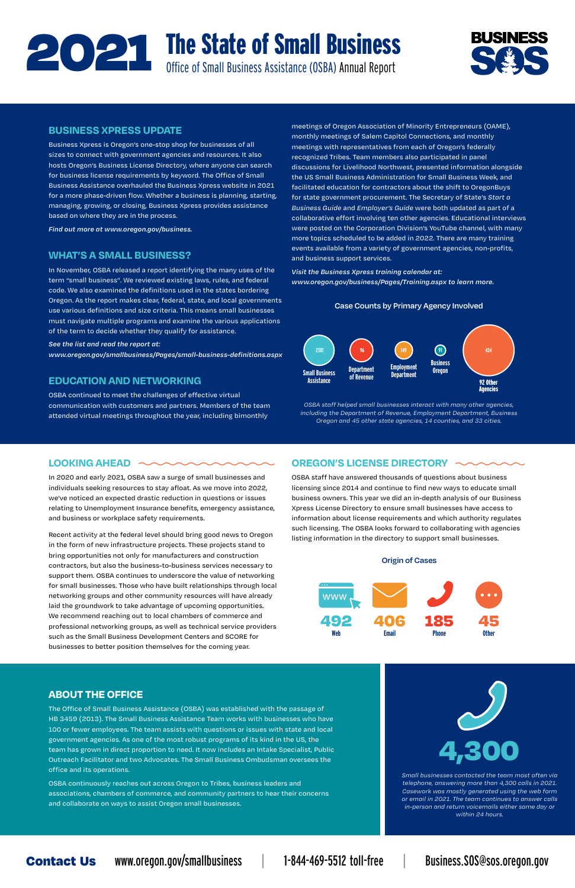# 2021 The State of Small Business

Office of Small Business Assistance (OSBA) Annual Report

BUSINESS SOS

## BUSINESS XPRESS UPDATE

Business Xpress is Oregon's one-stop shop for businesses of all sizes to connect with government agencies and resources. It also hosts Oregon's Business License Directory, where anyone can search for business license requirements by keyword. The Office of Small Business Assistance overhauled the Business Xpress website in 2021 for a more phase-driven flow. Whether a business is planning, starting, managing, growing, or closing, Business Xpress provides assistance based on where they are in the process.

*Find out more at www.oregon.gov/business.*

## WHAT'S A SMALL BUSINESS?

In November, OSBA released a report identifying the many uses of the term "small business". We reviewed existing laws, rules, and federal code. We also examined the definitions used in the states bordering Oregon. As the report makes clear, federal, state, and local governments use various definitions and size criteria. This means small businesses must navigate multiple programs and examine the various applications of the term to decide whether they qualify for assistance.

*See the list and read the report at: www.oregon.gov/smallbusiness/Pages/small-business-definitions.aspx*

## EDUCATION AND NETWORKING

OSBA continued to meet the challenges of effective virtual communication with customers and partners. Members of the team attended virtual meetings throughout the year, including bimonthly meetings of Oregon Association of Minority Entrepreneurs (OAME), monthly meetings of Salem Capitol Connections, and monthly meetings with representatives from each of Oregon's federally recognized Tribes. Team members also participated in panel discussions for Livelihood Northwest, presented information alongside the US Small Business Administration for Small Business Week, and facilitated education for contractors about the shift to OregonBuys for state government procurement. The Secretary of State's *Start a Business Guide* and *Employer's Guide* were both updated as part of a collaborative effort involving ten other agencies. Educational interviews were posted on the Corporation Division's YouTube channel, with many more topics scheduled to be added in 2022. There are many training events available from a variety of government agencies, non-profits, and business support services.

*Visit the Business Xpress training calendar at: www.oregon.gov/business/Pages/Training.aspx to learn more.*

**Case Counts by Primary Agency Involved**

2581
Small Business Assistance

96
Department of Revenue

149
Employment Department

91
Business Oregon

434
92 Other Agencies

*OSBA staff helped small businesses interact with many other agencies, including the Department of Revenue, Employment Department, Business Oregon and 45 other state agencies, 14 counties, and 33 cities.*

## LOOKING AHEAD

In 2020 and early 2021, OSBA saw a surge of small businesses and individuals seeking resources to stay afloat. As we move into 2022, we've noticed an expected drastic reduction in questions or issues relating to Unemployment Insurance benefits, emergency assistance, and business or workplace safety requirements.

Recent activity at the federal level should bring good news to Oregon in the form of new infrastructure projects. These projects stand to bring opportunities not only for manufacturers and construction contractors, but also the business-to-business services necessary to support them. OSBA continues to underscore the value of networking for small businesses. Those who have built relationships through local networking groups and other community resources will have already laid the groundwork to take advantage of upcoming opportunities. We recommend reaching out to local chambers of commerce and professional networking groups, as well as technical service providers such as the Small Business Development Centers and SCORE for businesses to better position themselves for the coming year.

## OREGON'S LICENSE DIRECTORY

OSBA staff have answered thousands of questions about business licensing since 2014 and continue to find new ways to educate small business owners. This year we did an in-depth analysis of our Business Xpress License Directory to ensure small businesses have access to information about license requirements and which authority regulates such licensing. The OSBA looks forward to collaborating with agencies listing information in the directory to support small businesses.

**Origin of Cases**

492
Web

406
Email

185
Phone

45
Other

## ABOUT THE OFFICE

The Office of Small Business Assistance (OSBA) was established with the passage of HB 3459 (2013). The Small Business Assistance Team works with businesses who have 100 or fewer employees. The team assists with questions or issues with state and local government agencies. As one of the most robust programs of its kind in the US, the team has grown in direct proportion to need. It now includes an Intake Specialist, Public Outreach Facilitator and two Advocates. The Small Business Ombudsman oversees the office and its operations.

OSBA continuously reaches out across Oregon to Tribes, business leaders and associations, chambers of commerce, and community partners to hear their concerns and collaborate on ways to assist Oregon small businesses.

**4,300**

*Small businesses contacted the team most often via telephone, answering more than 4,300 calls in 2021. Casework was mostly generated using the web form or email in 2021. The team continues to answer calls in-person and return voicemails either same day or within 24 hours.*

**Contact Us** www.oregon.gov/smallbusiness | 1-844-469-5512 toll-free | Business.SOS@sos.oregon.gov